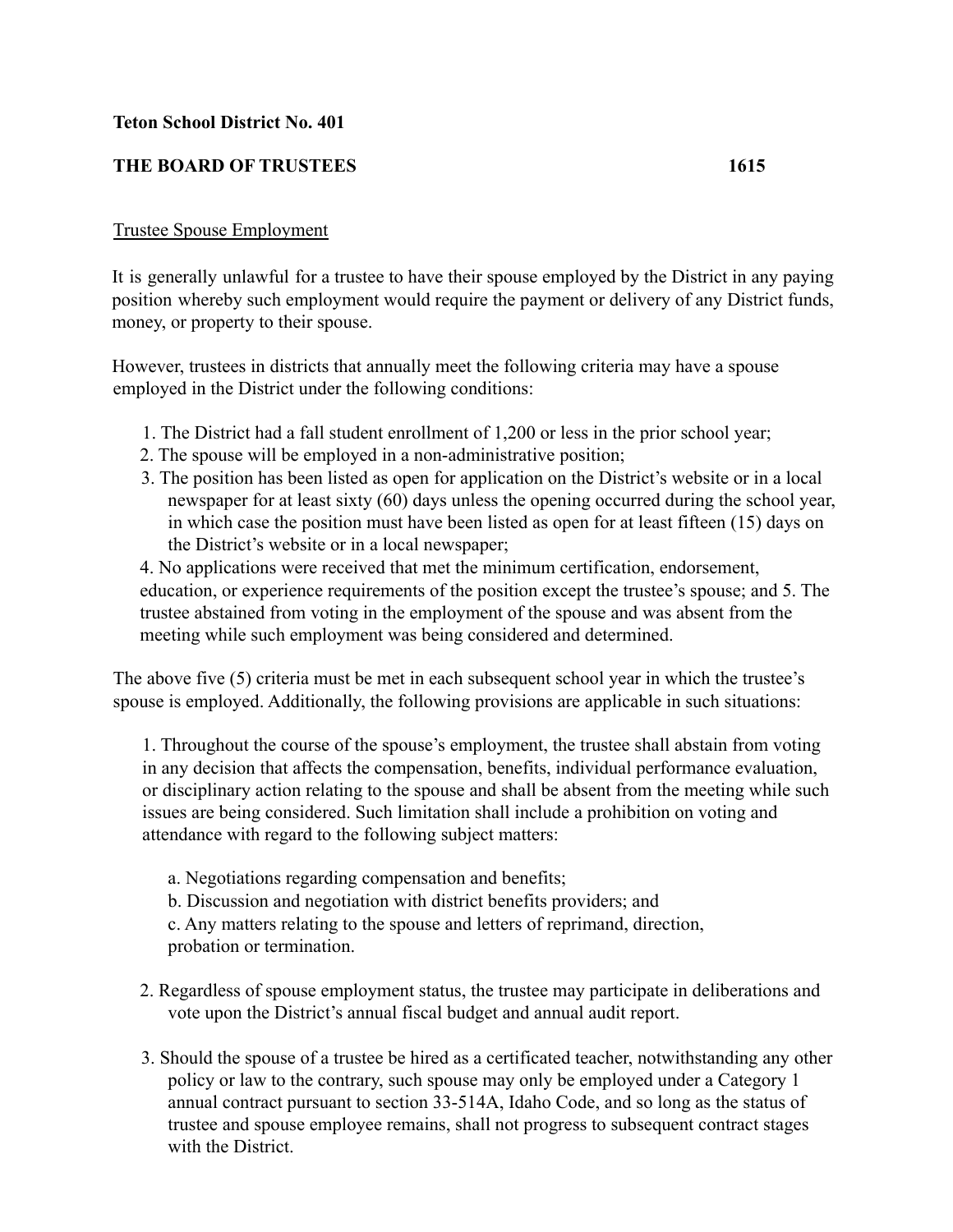**Teton School District No. 401**

**THE BOARD OF TRUSTEES 1615**

Trustee Spouse Employment

It is generally unlawful for a trustee to have their spouse employed by the District in any paying position whereby such employment would require the payment or delivery of any District funds, money, or property to their spouse.

However, trustees in districts that annually meet the following criteria may have a spouse employed in the District under the following conditions:

1. The District had a fall student enrollment of 1,200 or less in the prior school year;
2. The spouse will be employed in a non-administrative position;
3. The position has been listed as open for application on the District's website or in a local newspaper for at least sixty (60) days unless the opening occurred during the school year, in which case the position must have been listed as open for at least fifteen (15) days on the District's website or in a local newspaper;
4. No applications were received that met the minimum certification, endorsement, education, or experience requirements of the position except the trustee's spouse; and
5. The trustee abstained from voting in the employment of the spouse and was absent from the meeting while such employment was being considered and determined.

The above five (5) criteria must be met in each subsequent school year in which the trustee's spouse is employed. Additionally, the following provisions are applicable in such situations:

1. Throughout the course of the spouse's employment, the trustee shall abstain from voting in any decision that affects the compensation, benefits, individual performance evaluation, or disciplinary action relating to the spouse and shall be absent from the meeting while such issues are being considered. Such limitation shall include a prohibition on voting and attendance with regard to the following subject matters:

   a. Negotiations regarding compensation and benefits;
   b. Discussion and negotiation with district benefits providers; and
   c. Any matters relating to the spouse and letters of reprimand, direction, probation or termination.

2. Regardless of spouse employment status, the trustee may participate in deliberations and vote upon the District's annual fiscal budget and annual audit report.

3. Should the spouse of a trustee be hired as a certificated teacher, notwithstanding any other policy or law to the contrary, such spouse may only be employed under a Category 1 annual contract pursuant to section 33-514A, Idaho Code, and so long as the status of trustee and spouse employee remains, shall not progress to subsequent contract stages with the District.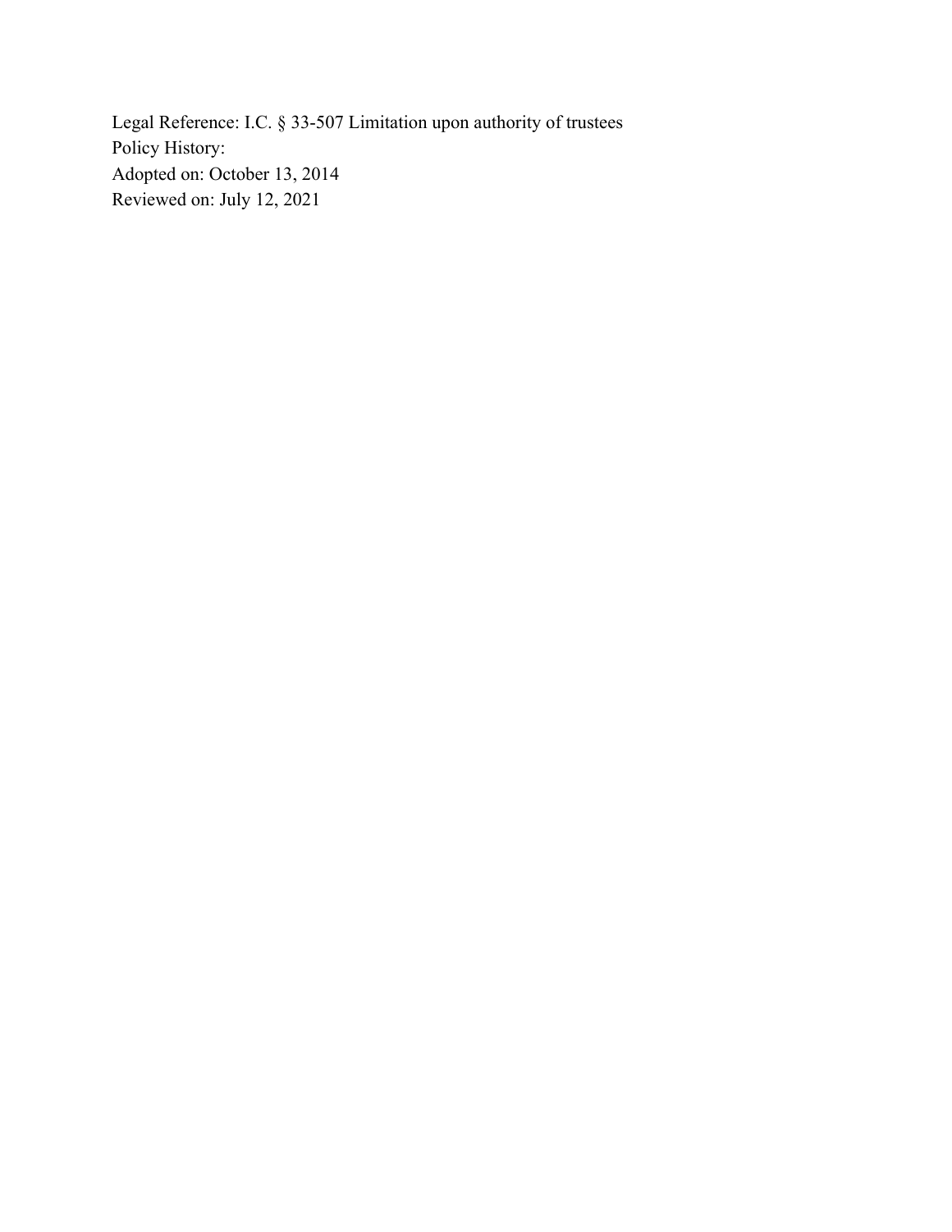Legal Reference: I.C. § 33-507 Limitation upon authority of trustees

Policy History:

Adopted on: October 13, 2014

Reviewed on: July 12, 2021